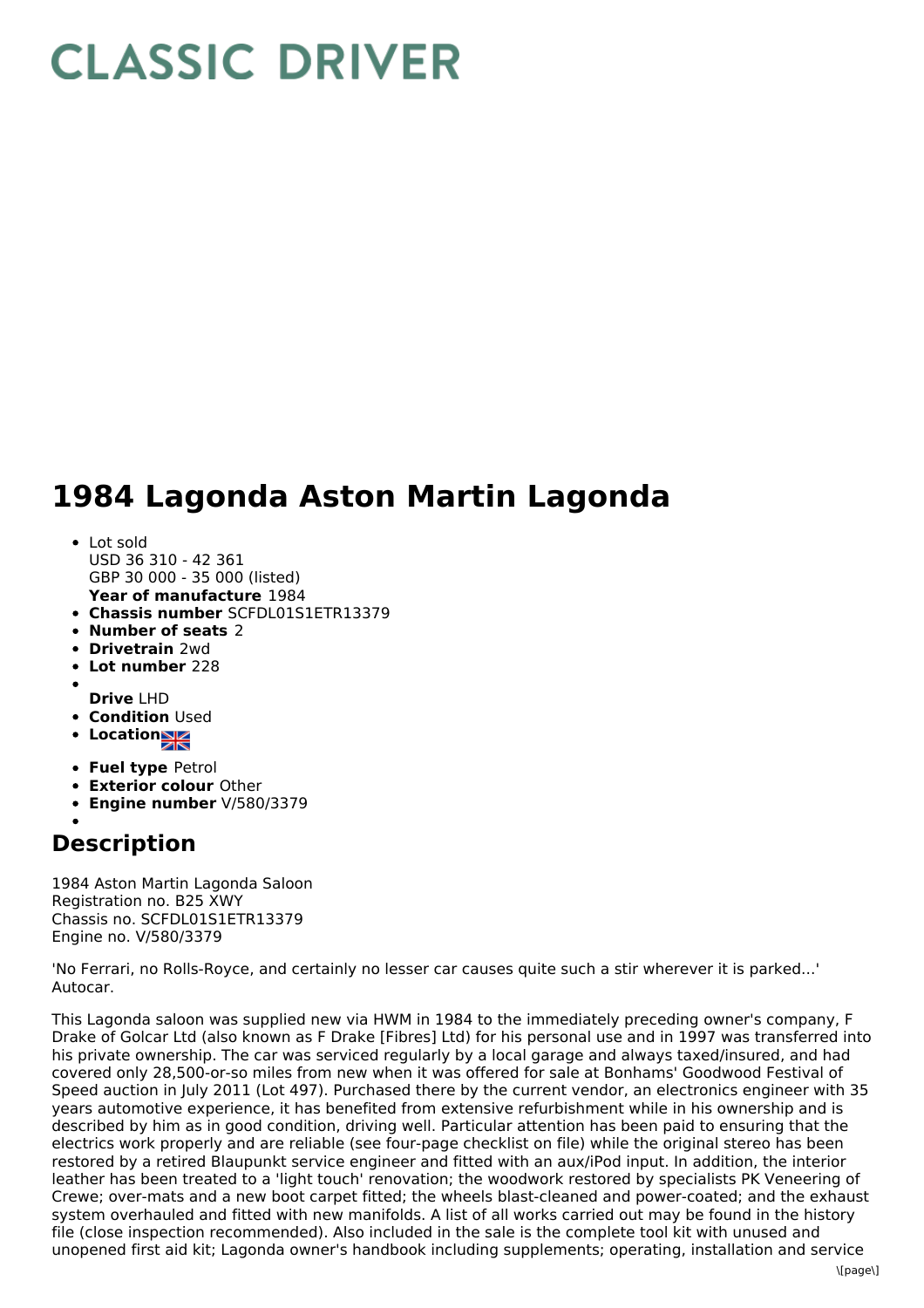# CLASSIC DRIVER

# 1984 Lagonda Aston Martin Lagonda

- Lot sold
  USD 36 310 - 42 361
  GBP 30 000 - 35 000 (listed)
  **Year of manufacture** 1984
- **Chassis number** SCFDL01S1ETR13379
- **Number of seats** 2
- **Drivetrain** 2wd
- **Lot number** 228
- **Drive** LHD
- **Condition** Used
- **Location**
- **Fuel type** Petrol
- **Exterior colour** Other
- **Engine number** V/580/3379

## Description

1984 Aston Martin Lagonda Saloon
Registration no. B25 XWY
Chassis no. SCFDL01S1ETR13379
Engine no. V/580/3379

'No Ferrari, no Rolls-Royce, and certainly no lesser car causes quite such a stir wherever it is parked...' Autocar.

This Lagonda saloon was supplied new via HWM in 1984 to the immediately preceding owner's company, F Drake of Golcar Ltd (also known as F Drake [Fibres] Ltd) for his personal use and in 1997 was transferred into his private ownership. The car was serviced regularly by a local garage and always taxed/insured, and had covered only 28,500-or-so miles from new when it was offered for sale at Bonhams' Goodwood Festival of Speed auction in July 2011 (Lot 497). Purchased there by the current vendor, an electronics engineer with 35 years automotive experience, it has benefited from extensive refurbishment while in his ownership and is described by him as in good condition, driving well. Particular attention has been paid to ensuring that the electrics work properly and are reliable (see four-page checklist on file) while the original stereo has been restored by a retired Blaupunkt service engineer and fitted with an aux/iPod input. In addition, the interior leather has been treated to a 'light touch' renovation; the woodwork restored by specialists PK Veneering of Crewe; over-mats and a new boot carpet fitted; the wheels blast-cleaned and power-coated; and the exhaust system overhauled and fitted with new manifolds. A list of all works carried out may be found in the history file (close inspection recommended). Also included in the sale is the complete tool kit with unused and unopened first aid kit; Lagonda owner's handbook including supplements; operating, installation and service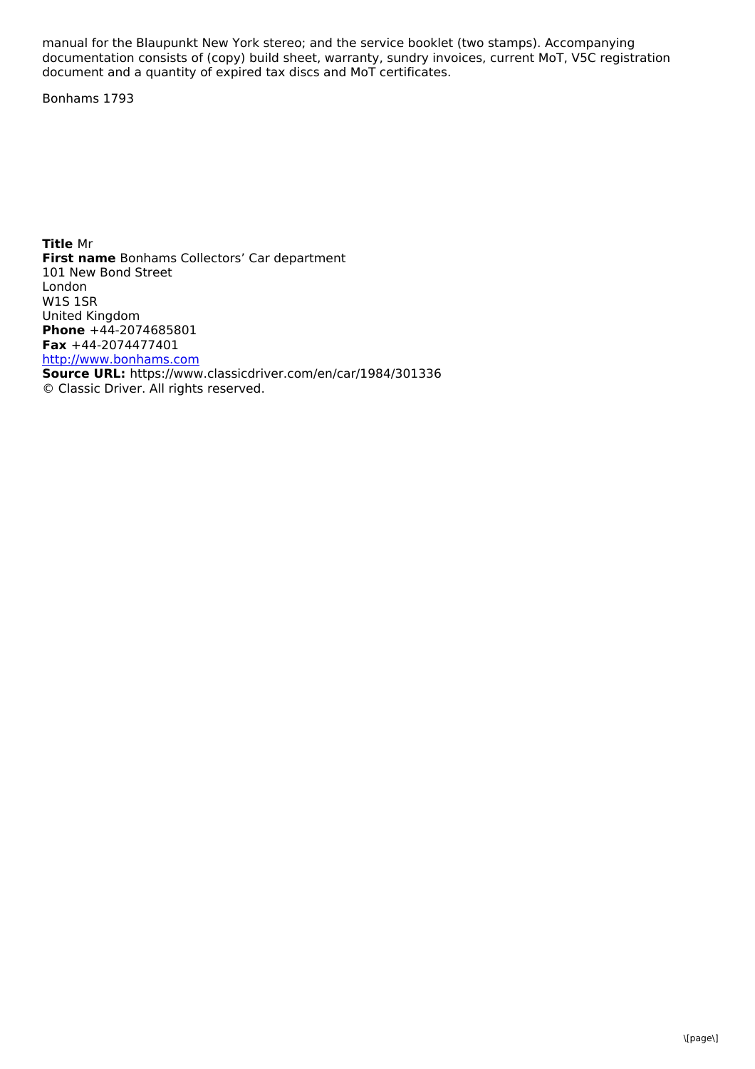manual for the Blaupunkt New York stereo; and the service booklet (two stamps). Accompanying documentation consists of (copy) build sheet, warranty, sundry invoices, current MoT, V5C registration document and a quantity of expired tax discs and MoT certificates.

Bonhams 1793

**Title** Mr
**First name** Bonhams Collectors' Car department
101 New Bond Street
London
W1S 1SR
United Kingdom
**Phone** +44-2074685801
**Fax** +44-2074477401
[http://www.bonhams.com](http://www.bonhams.com)
**Source URL:** https://www.classicdriver.com/en/car/1984/301336
© Classic Driver. All rights reserved.